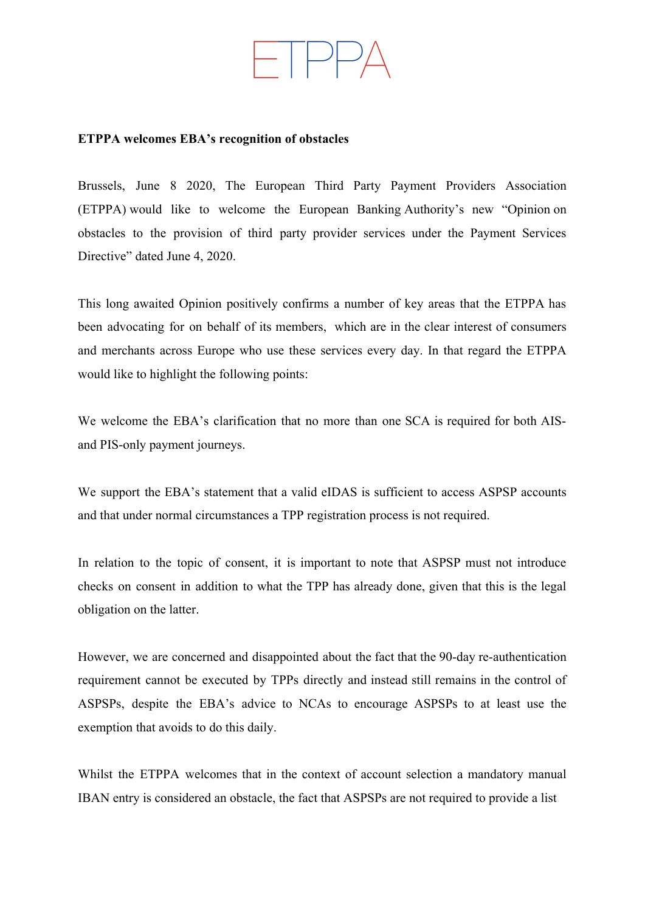ETPPA

**ETPPA welcomes EBA's recognition of obstacles**

Brussels, June 8 2020, The European Third Party Payment Providers Association (ETPPA) would like to welcome the European Banking Authority's new "Opinion on obstacles to the provision of third party provider services under the Payment Services Directive" dated June 4, 2020.

This long awaited Opinion positively confirms a number of key areas that the ETPPA has been advocating for on behalf of its members, which are in the clear interest of consumers and merchants across Europe who use these services every day. In that regard the ETPPA would like to highlight the following points:

We welcome the EBA's clarification that no more than one SCA is required for both AIS- and PIS-only payment journeys.

We support the EBA's statement that a valid eIDAS is sufficient to access ASPSP accounts and that under normal circumstances a TPP registration process is not required.

In relation to the topic of consent, it is important to note that ASPSP must not introduce checks on consent in addition to what the TPP has already done, given that this is the legal obligation on the latter.

However, we are concerned and disappointed about the fact that the 90-day re-authentication requirement cannot be executed by TPPs directly and instead still remains in the control of ASPSPs, despite the EBA's advice to NCAs to encourage ASPSPs to at least use the exemption that avoids to do this daily.

Whilst the ETPPA welcomes that in the context of account selection a mandatory manual IBAN entry is considered an obstacle, the fact that ASPSPs are not required to provide a list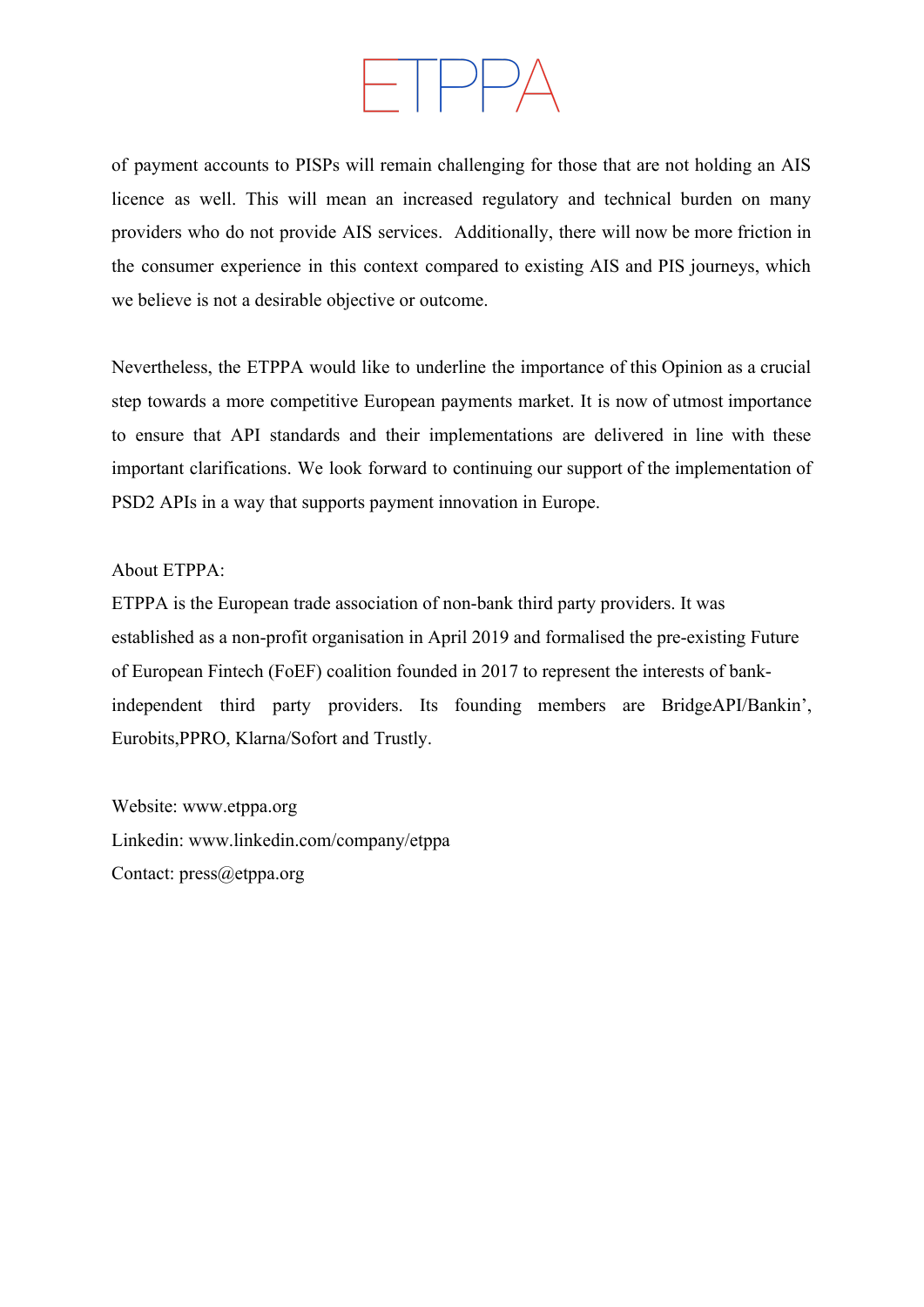of payment accounts to PISPs will remain challenging for those that are not holding an AIS licence as well. This will mean an increased regulatory and technical burden on many providers who do not provide AIS services. Additionally, there will now be more friction in the consumer experience in this context compared to existing AIS and PIS journeys, which we believe is not a desirable objective or outcome.

Nevertheless, the ETPPA would like to underline the importance of this Opinion as a crucial step towards a more competitive European payments market. It is now of utmost importance to ensure that API standards and their implementations are delivered in line with these important clarifications. We look forward to continuing our support of the implementation of PSD2 APIs in a way that supports payment innovation in Europe.

About ETPPA:
ETPPA is the European trade association of non-bank third party providers. It was established as a non-profit organisation in April 2019 and formalised the pre-existing Future of European Fintech (FoEF) coalition founded in 2017 to represent the interests of bank-independent third party providers. Its founding members are BridgeAPI/Bankin', Eurobits,PPRO, Klarna/Sofort and Trustly.

Website: www.etppa.org
Linkedin: www.linkedin.com/company/etppa
Contact: press@etppa.org